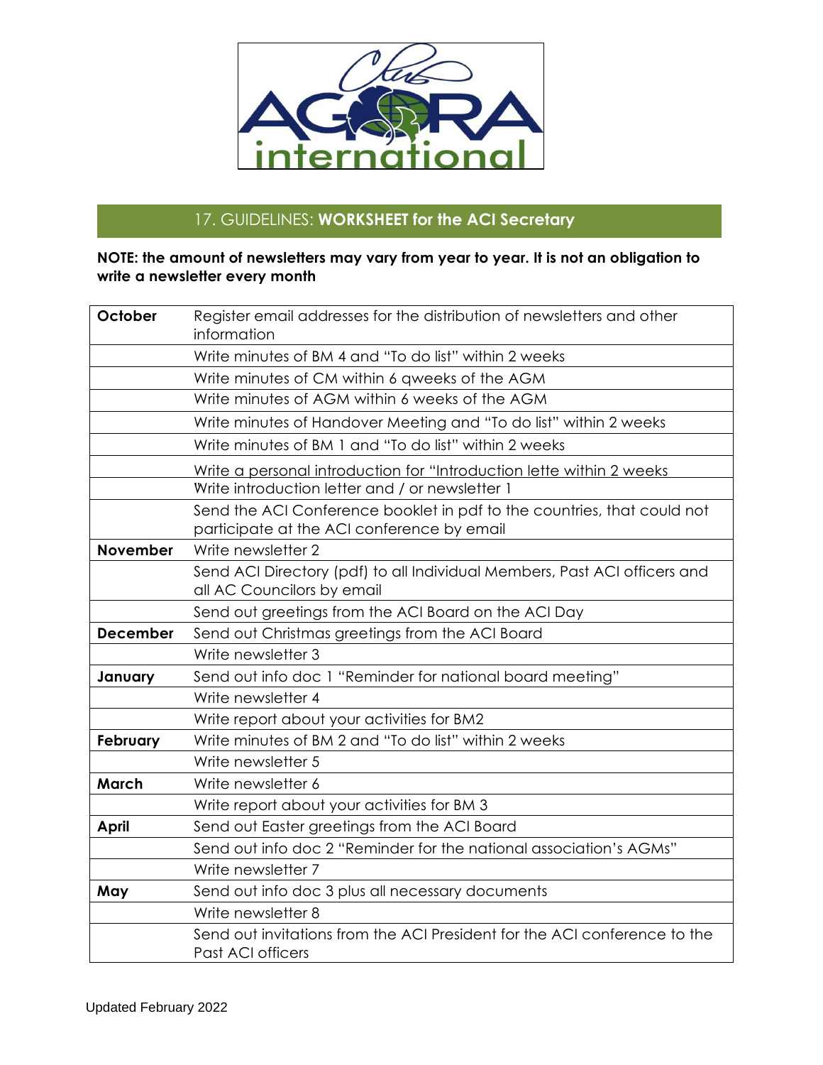## 17. GUIDELINES: **WORKSHEET for the ACI Secretary**

**NOTE: the amount of newsletters may vary from year to year. It is not an obligation to write a newsletter every month**

| **October** | Register email addresses for the distribution of newsletters and other information |
|---|---|
| | Write minutes of BM 4 and "To do list" within 2 weeks |
| | Write minutes of CM within 6 qweeks of the AGM |
| | Write minutes of AGM within 6 weeks of the AGM |
| | Write minutes of Handover Meeting and "To do list" within 2 weeks |
| | Write minutes of BM 1 and "To do list" within 2 weeks |
| | Write a personal introduction for "Introduction lette within 2 weeks |
| | Write introduction letter and / or newsletter 1 |
| | Send the ACI Conference booklet in pdf to the countries, that could not participate at the ACI conference by email |
| **November** | Write newsletter 2 |
| | Send ACI Directory (pdf) to all Individual Members, Past ACI officers and all AC Councilors by email |
| | Send out greetings from the ACI Board on the ACI Day |
| **December** | Send out Christmas greetings from the ACI Board |
| | Write newsletter 3 |
| **January** | Send out info doc 1 "Reminder for national board meeting" |
| | Write newsletter 4 |
| | Write report about your activities for BM2 |
| **February** | Write minutes of BM 2 and "To do list" within 2 weeks |
| | Write newsletter 5 |
| **March** | Write newsletter 6 |
| | Write report about your activities for BM 3 |
| **April** | Send out Easter greetings from the ACI Board |
| | Send out info doc 2 "Reminder for the national association's AGMs" |
| | Write newsletter 7 |
| **May** | Send out info doc 3 plus all necessary documents |
| | Write newsletter 8 |
| | Send out invitations from the ACI President for the ACI conference to the Past ACI officers |

Updated February 2022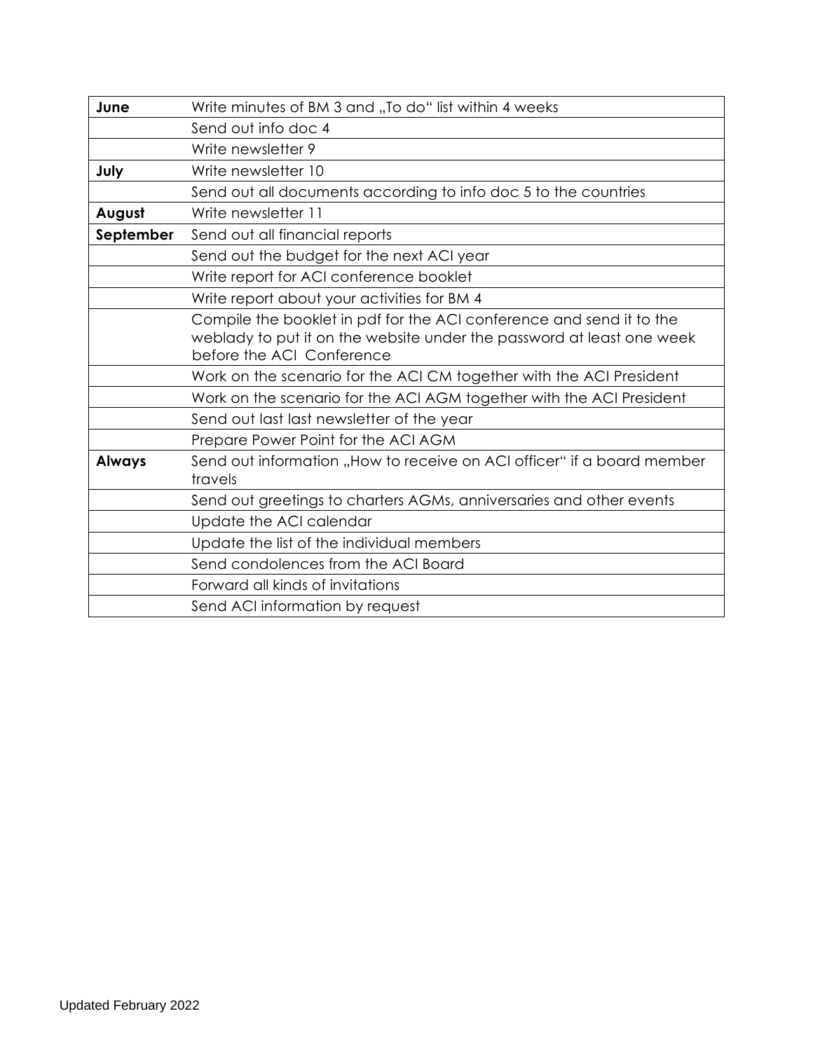| | |
|---|---|
| **June** | Write minutes of BM 3 and „To do“ list within 4 weeks |
| | Send out info doc 4 |
| | Write newsletter 9 |
| **July** | Write newsletter 10 |
| | Send out all documents according to info doc 5 to the countries |
| **August** | Write newsletter 11 |
| **September** | Send out all financial reports |
| | Send out the budget for the next ACI year |
| | Write report for ACI conference booklet |
| | Write report about your activities for BM 4 |
| | Compile the booklet in pdf for the ACI conference and send it to the weblady to put it on the website under the password at least one week before the ACI Conference |
| | Work on the scenario for the ACI CM together with the ACI President |
| | Work on the scenario for the ACI AGM together with the ACI President |
| | Send out last last newsletter of the year |
| | Prepare Power Point for the ACI AGM |
| **Always** | Send out information „How to receive on ACI officer“ if a board member travels |
| | Send out greetings to charters AGMs, anniversaries and other events |
| | Update the ACI calendar |
| | Update the list of the individual members |
| | Send condolences from the ACI Board |
| | Forward all kinds of invitations |
| | Send ACI information by request |

Updated February 2022